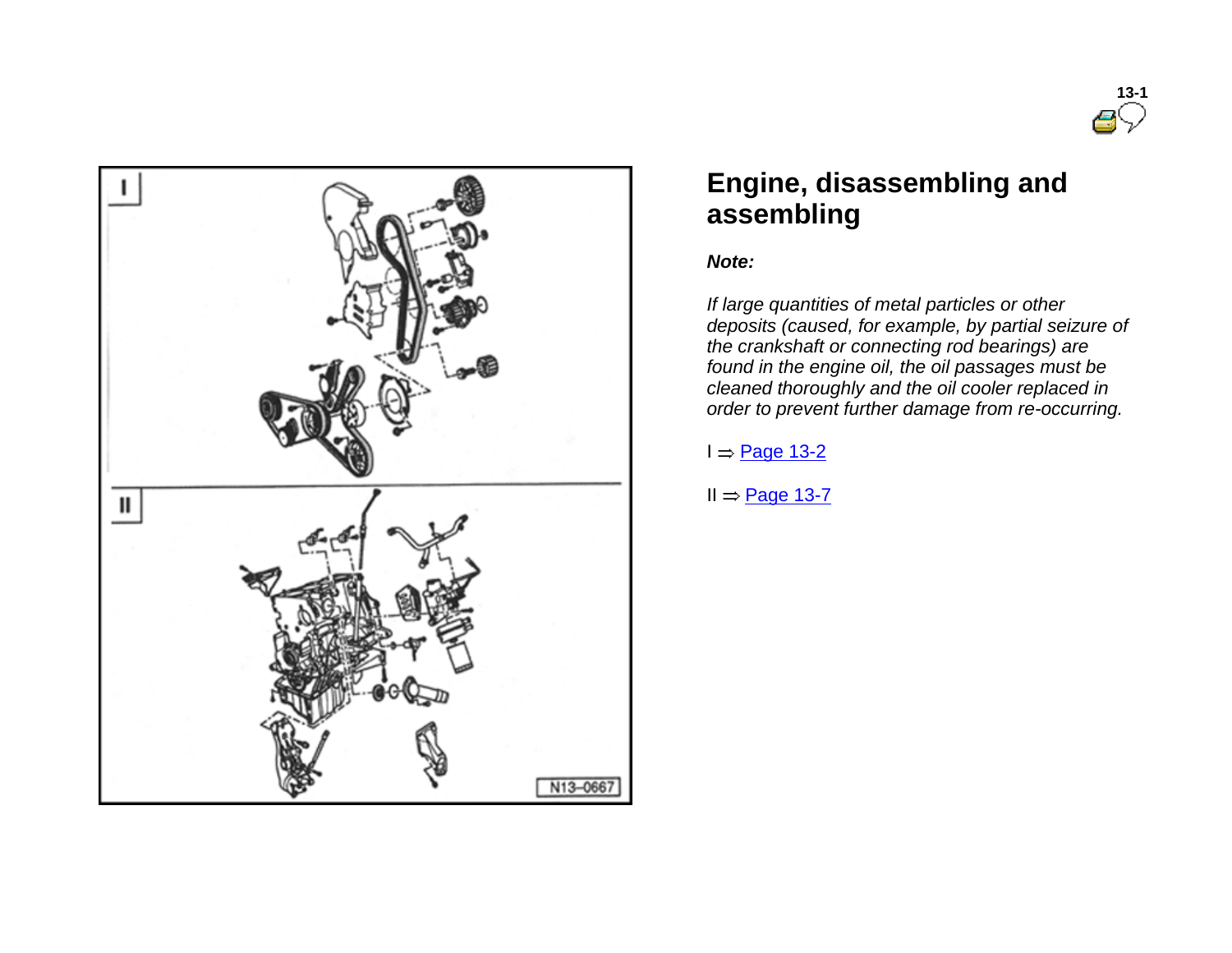# Engine, disassembling and assembling

***Note:***

*If large quantities of metal particles or other deposits (caused, for example, by partial seizure of the crankshaft or connecting rod bearings) are found in the engine oil, the oil passages must be cleaned thoroughly and the oil cooler replaced in order to prevent further damage from re-occurring.*

I ⇒ Page 13-2

II ⇒ Page 13-7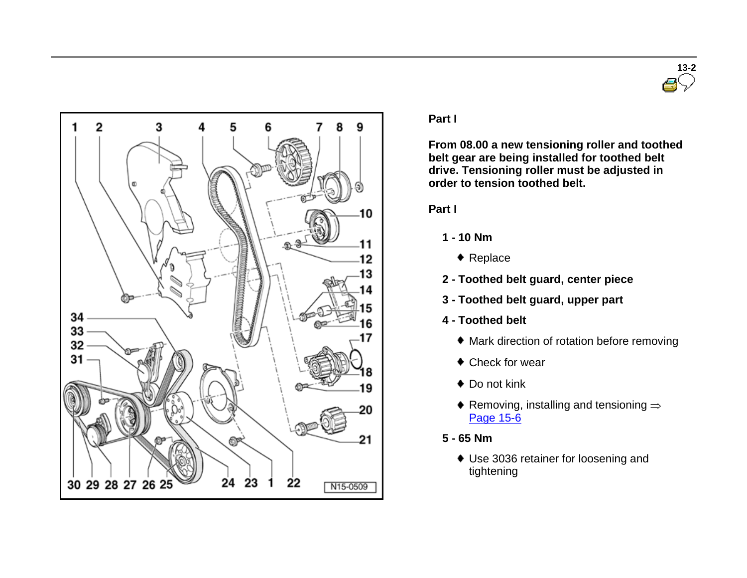**Part I**

**From 08.00 a new tensioning roller and toothed belt gear are being installed for toothed belt drive. Tensioning roller must be adjusted in order to tension toothed belt.**

**Part I**

**1 - 10 Nm**

- Replace

**2 - Toothed belt guard, center piece**

**3 - Toothed belt guard, upper part**

**4 - Toothed belt**

- Mark direction of rotation before removing
- Check for wear
- Do not kink
- Removing, installing and tensioning ⇒ Page 15-6

**5 - 65 Nm**

- Use 3036 retainer for loosening and tightening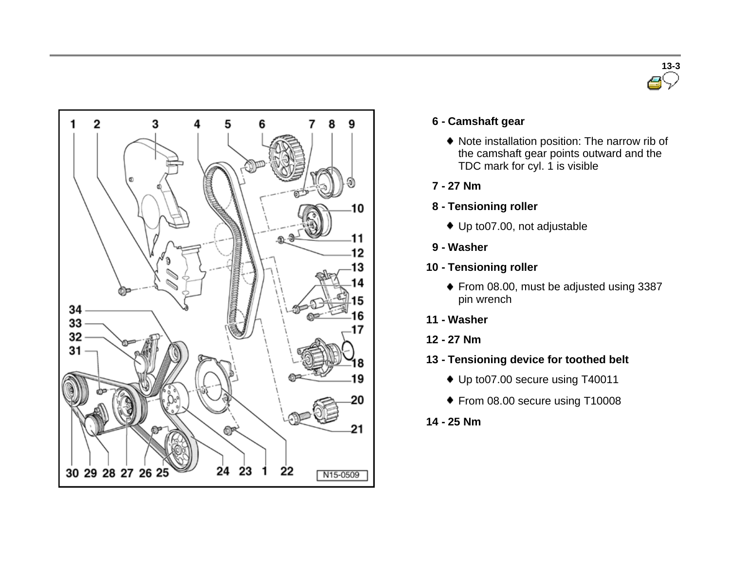**6 - Camshaft gear**

- Note installation position: The narrow rib of the camshaft gear points outward and the TDC mark for cyl. 1 is visible

**7 - 27 Nm**

**8 - Tensioning roller**

- Up to07.00, not adjustable

**9 - Washer**

**10 - Tensioning roller**

- From 08.00, must be adjusted using 3387 pin wrench

**11 - Washer**

**12 - 27 Nm**

**13 - Tensioning device for toothed belt**

- Up to07.00 secure using T40011
- From 08.00 secure using T10008

**14 - 25 Nm**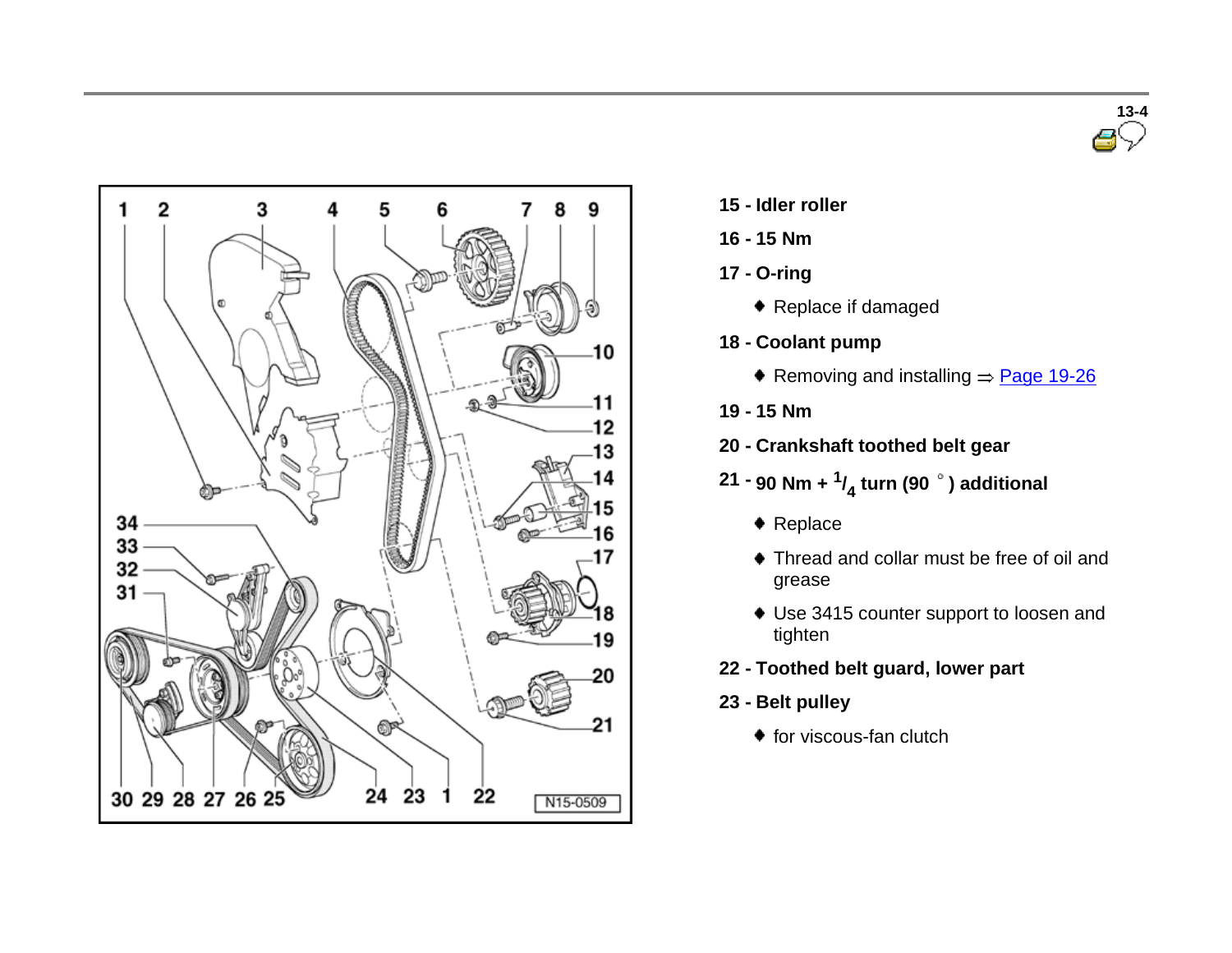**15 - Idler roller**

**16 - 15 Nm**

**17 - O-ring**

- Replace if damaged

**18 - Coolant pump**

- Removing and installing ⇒ Page 19-26

**19 - 15 Nm**

**20 - Crankshaft toothed belt gear**

**21 - 90 Nm + $^{1}/_{4}$ turn (90 °) additional**

- Replace
- Thread and collar must be free of oil and grease
- Use 3415 counter support to loosen and tighten

**22 - Toothed belt guard, lower part**

**23 - Belt pulley**

- for viscous-fan clutch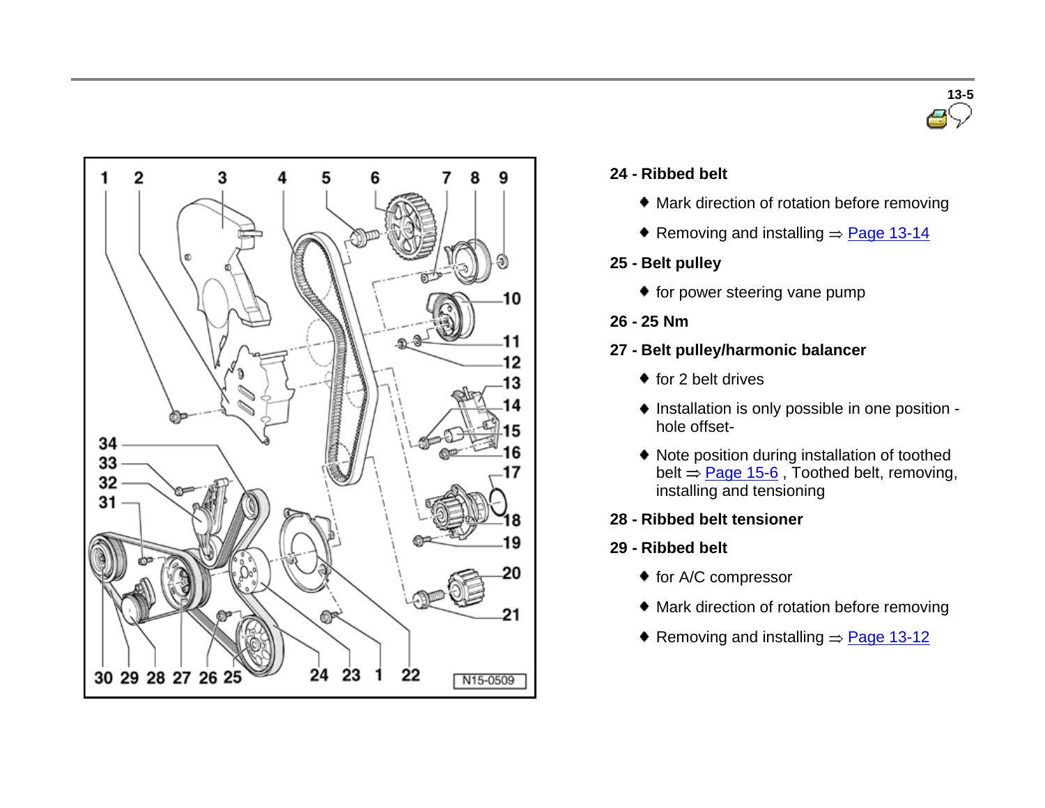**24 - Ribbed belt**

- Mark direction of rotation before removing
- Removing and installing ⇒ Page 13-14

**25 - Belt pulley**

- for power steering vane pump

**26 - 25 Nm**

**27 - Belt pulley/harmonic balancer**

- for 2 belt drives
- Installation is only possible in one position - hole offset-
- Note position during installation of toothed belt ⇒ Page 15-6 , Toothed belt, removing, installing and tensioning

**28 - Ribbed belt tensioner**

**29 - Ribbed belt**

- for A/C compressor
- Mark direction of rotation before removing
- Removing and installing ⇒ Page 13-12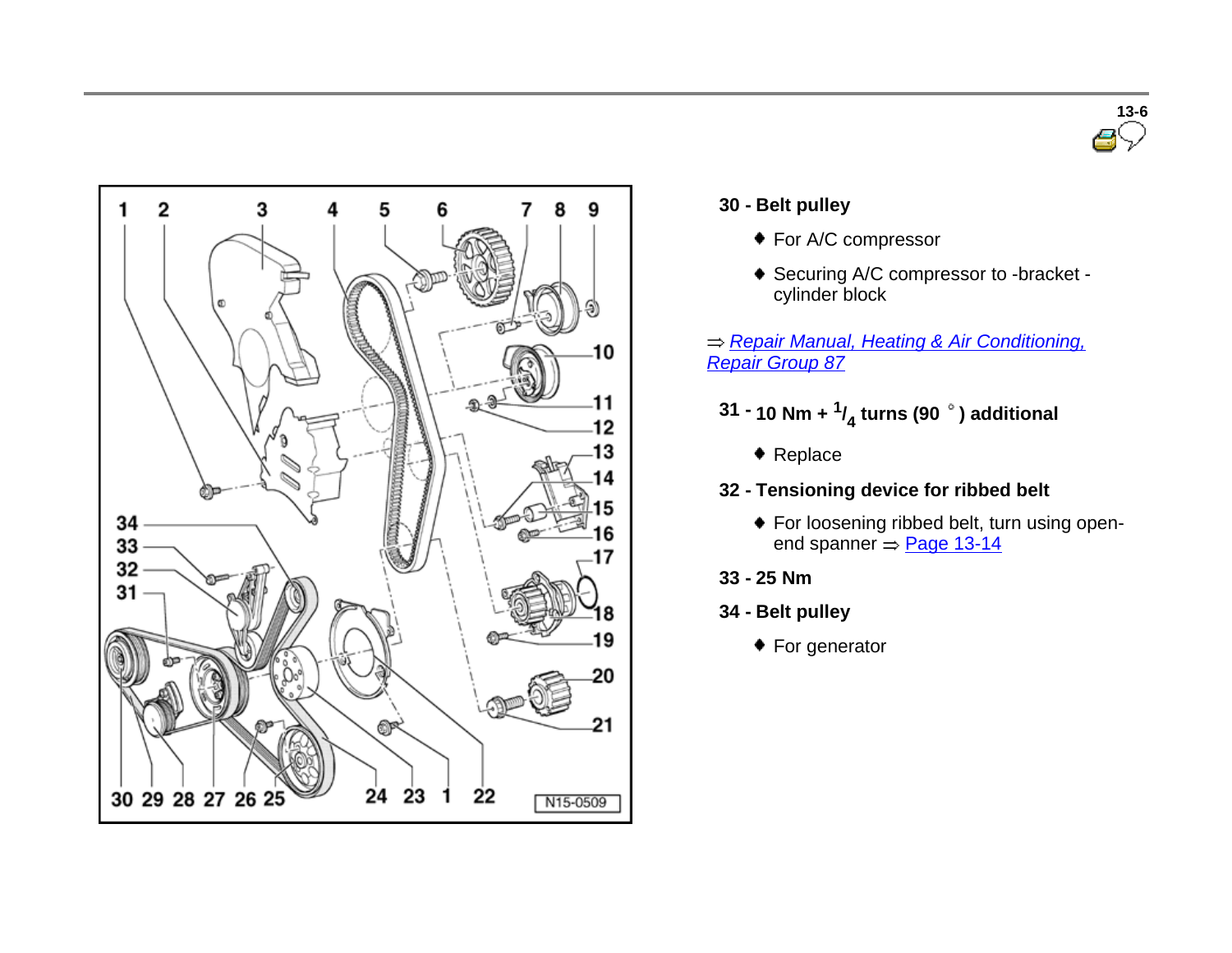**30 - Belt pulley**

- For A/C compressor
- Securing A/C compressor to -bracket - cylinder block

⇒ *Repair Manual, Heating & Air Conditioning, Repair Group 87*

**31 - 10 Nm + $^1/_4$ turns (90 °) additional**

- Replace

**32 - Tensioning device for ribbed belt**

- For loosening ribbed belt, turn using open-end spanner ⇒ Page 13-14

**33 - 25 Nm**

**34 - Belt pulley**

- For generator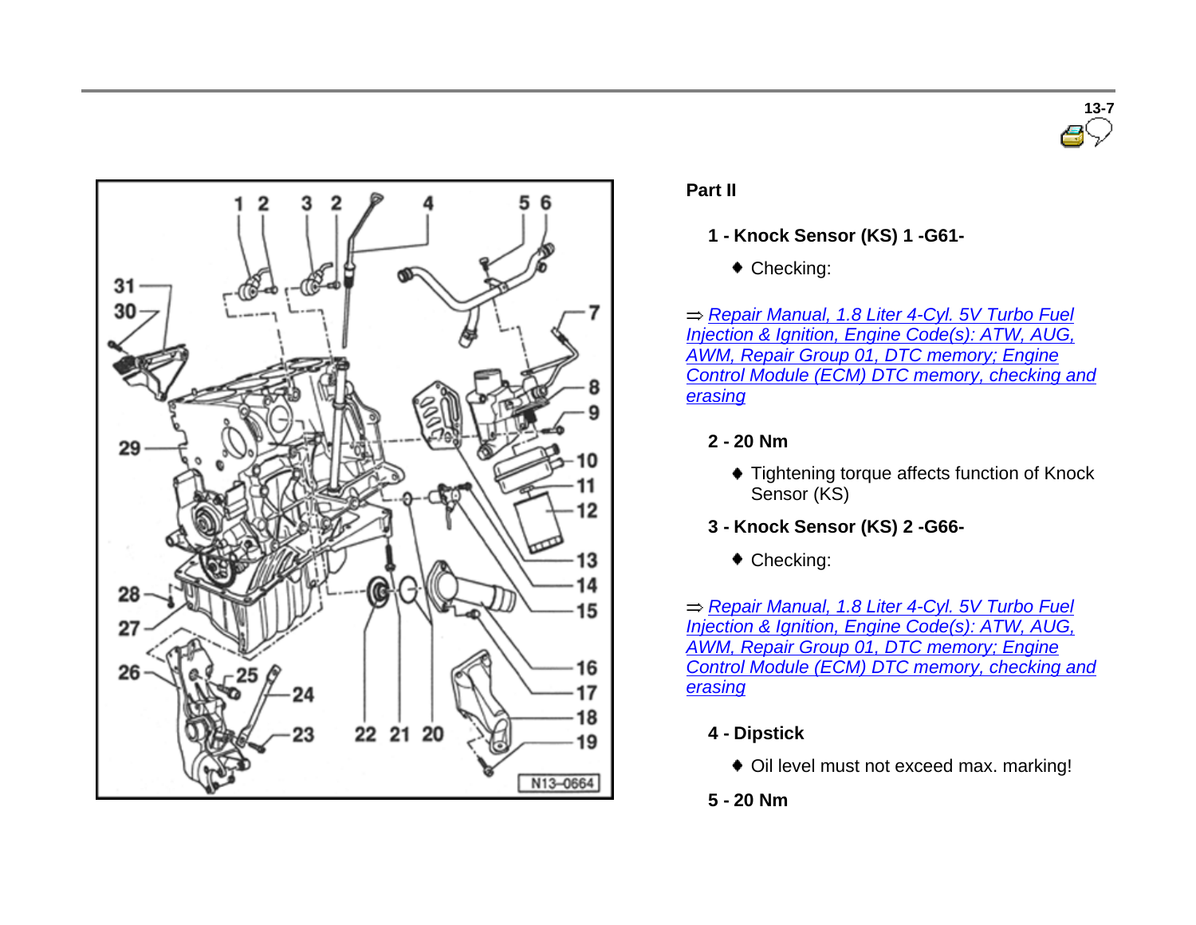## Part II

**1 - Knock Sensor (KS) 1 -G61-**

- Checking:

⇒ Repair Manual, 1.8 Liter 4-Cyl. 5V Turbo Fuel Injection & Ignition, Engine Code(s): ATW, AUG, AWM, Repair Group 01, DTC memory; Engine Control Module (ECM) DTC memory, checking and erasing

**2 - 20 Nm**

- Tightening torque affects function of Knock Sensor (KS)

**3 - Knock Sensor (KS) 2 -G66-**

- Checking:

⇒ Repair Manual, 1.8 Liter 4-Cyl. 5V Turbo Fuel Injection & Ignition, Engine Code(s): ATW, AUG, AWM, Repair Group 01, DTC memory; Engine Control Module (ECM) DTC memory, checking and erasing

**4 - Dipstick**

- Oil level must not exceed max. marking!

**5 - 20 Nm**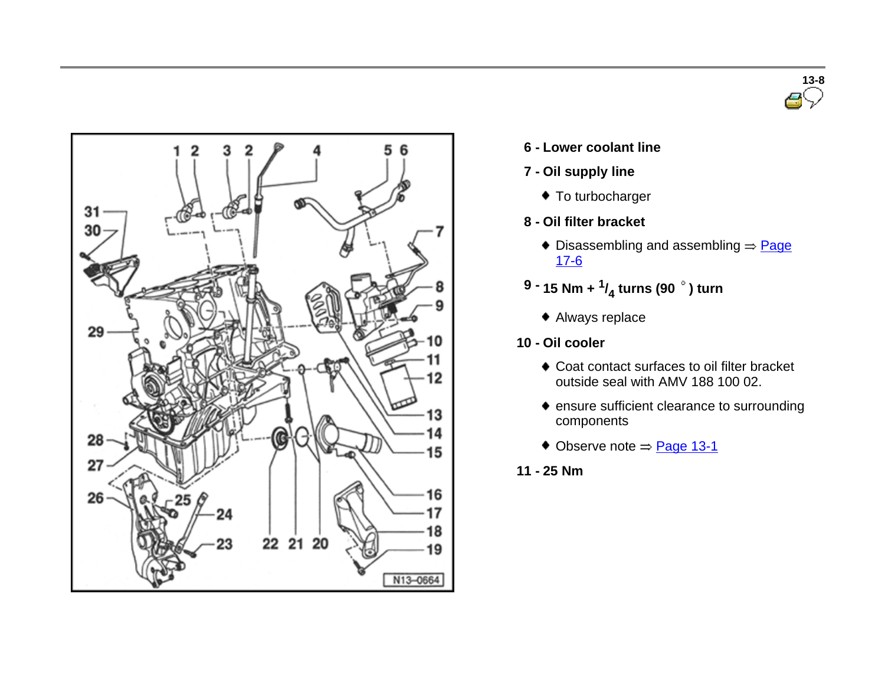**6 - Lower coolant line**

**7 - Oil supply line**

- To turbocharger

**8 - Oil filter bracket**

- Disassembling and assembling ⇒ Page 17-6

**9 - 15 Nm + $^{1}/_{4}$ turns (90 °) turn**

- Always replace

**10 - Oil cooler**

- Coat contact surfaces to oil filter bracket outside seal with AMV 188 100 02.
- ensure sufficient clearance to surrounding components
- Observe note ⇒ Page 13-1

**11 - 25 Nm**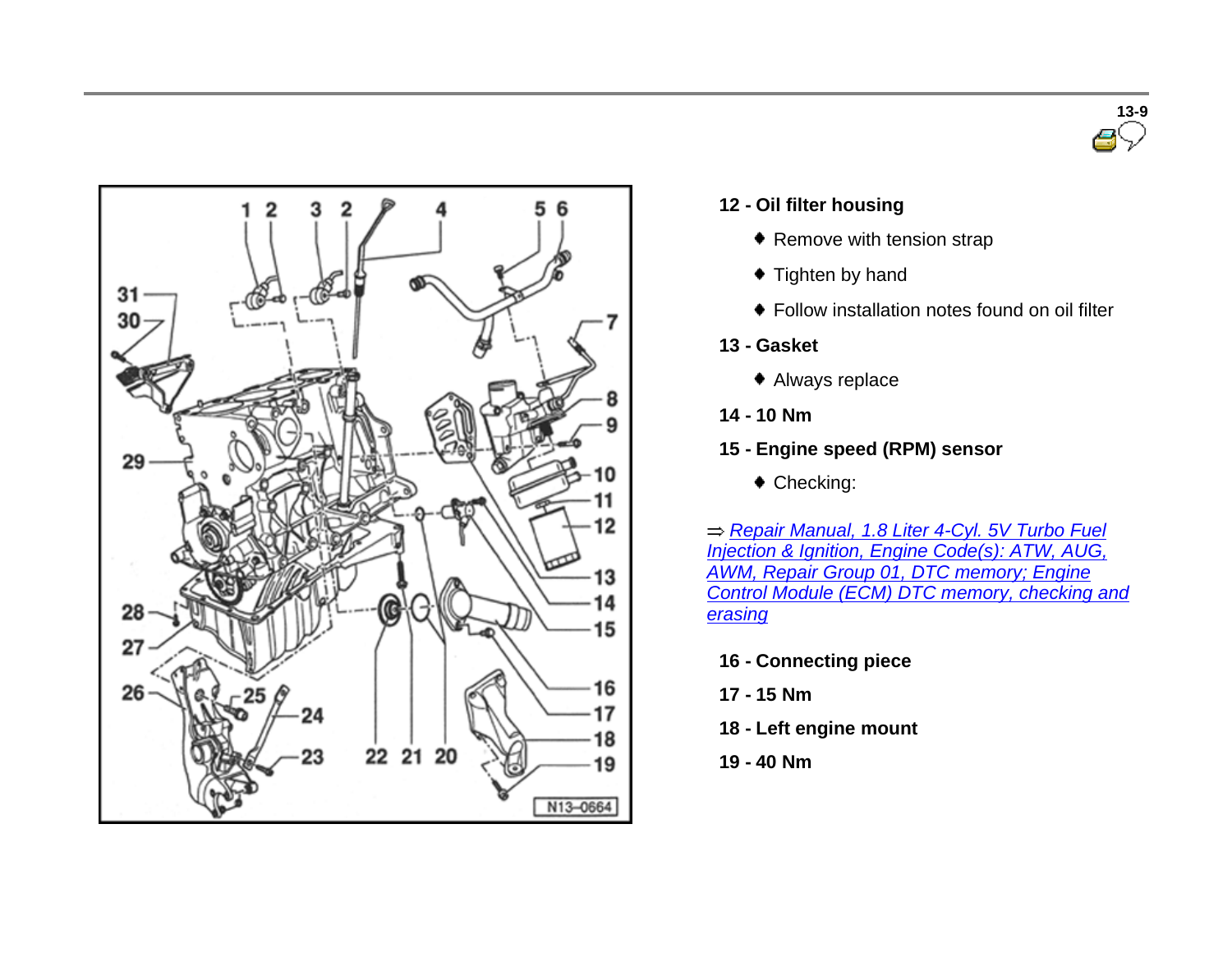**12 - Oil filter housing**

- Remove with tension strap
- Tighten by hand
- Follow installation notes found on oil filter

**13 - Gasket**

- Always replace

**14 - 10 Nm**

**15 - Engine speed (RPM) sensor**

- Checking:

⇒ *Repair Manual, 1.8 Liter 4-Cyl. 5V Turbo Fuel Injection & Ignition, Engine Code(s): ATW, AUG, AWM, Repair Group 01, DTC memory; Engine Control Module (ECM) DTC memory, checking and erasing*

**16 - Connecting piece**

**17 - 15 Nm**

**18 - Left engine mount**

**19 - 40 Nm**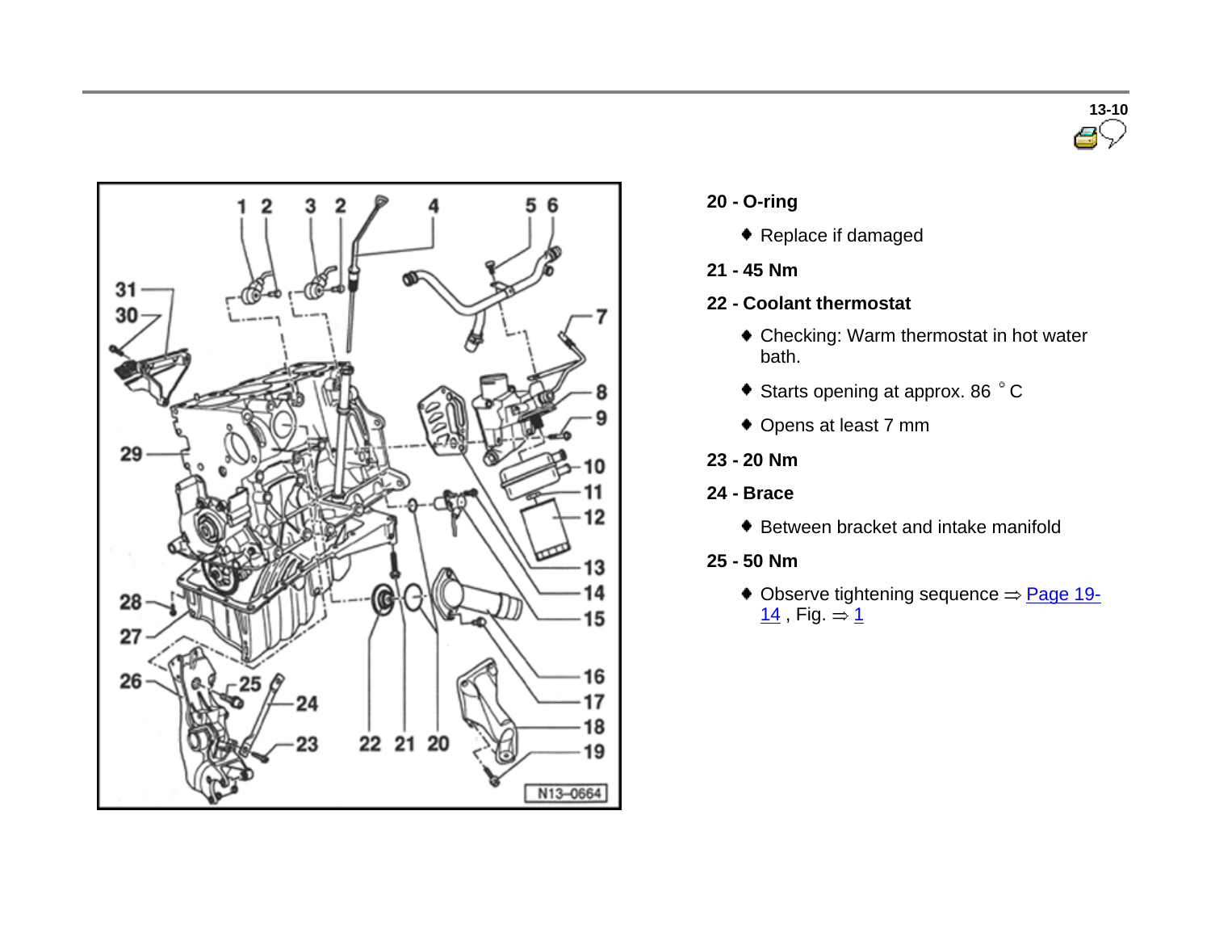**20 - O-ring**

- Replace if damaged

**21 - 45 Nm**

**22 - Coolant thermostat**

- Checking: Warm thermostat in hot water bath.
- Starts opening at approx. 86 °C
- Opens at least 7 mm

**23 - 20 Nm**

**24 - Brace**

- Between bracket and intake manifold

**25 - 50 Nm**

- Observe tightening sequence ⇒ Page 19-14 , Fig. ⇒ 1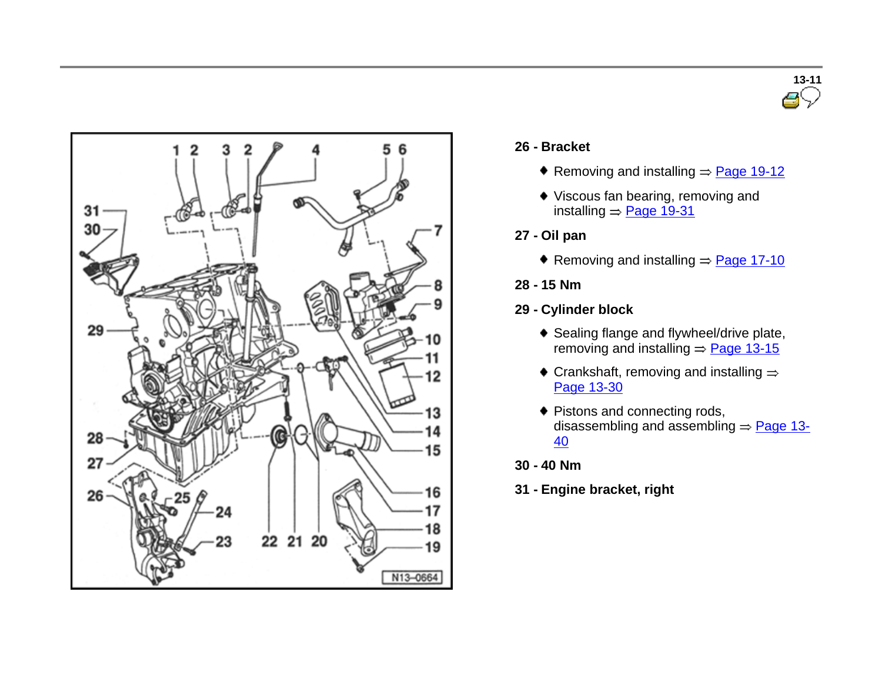**26 - Bracket**

- Removing and installing ⇒ Page 19-12
- Viscous fan bearing, removing and installing ⇒ Page 19-31

**27 - Oil pan**

- Removing and installing ⇒ Page 17-10

**28 - 15 Nm**

**29 - Cylinder block**

- Sealing flange and flywheel/drive plate, removing and installing ⇒ Page 13-15
- Crankshaft, removing and installing ⇒ Page 13-30
- Pistons and connecting rods, disassembling and assembling ⇒ Page 13-40

**30 - 40 Nm**

**31 - Engine bracket, right**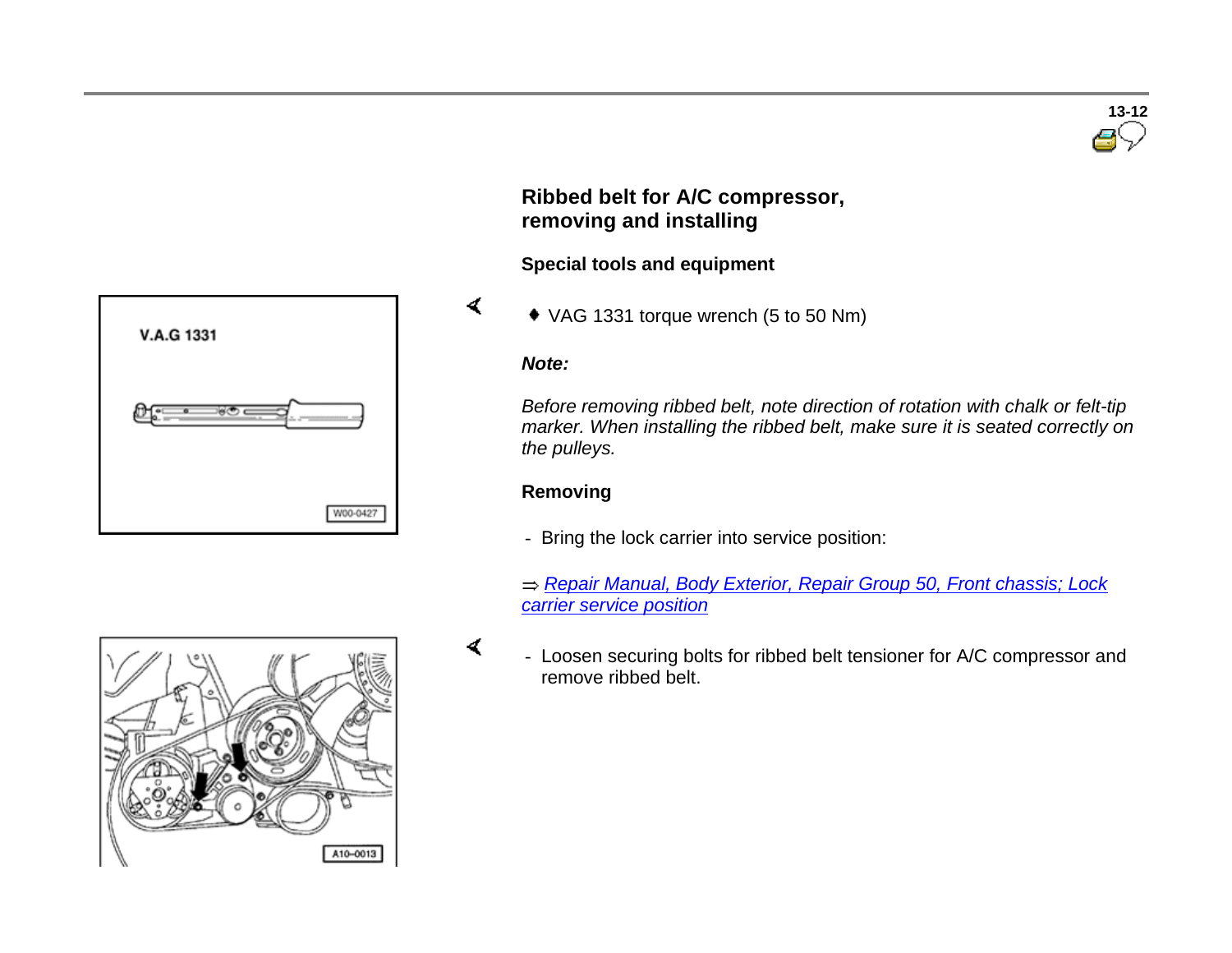## Ribbed belt for A/C compressor, removing and installing

**Special tools and equipment**

- VAG 1331 torque wrench (5 to 50 Nm)

***Note:***

*Before removing ribbed belt, note direction of rotation with chalk or felt-tip marker. When installing the ribbed belt, make sure it is seated correctly on the pulleys.*

**Removing**

- Bring the lock carrier into service position:

⇒ *Repair Manual, Body Exterior, Repair Group 50, Front chassis; Lock carrier service position*

- Loosen securing bolts for ribbed belt tensioner for A/C compressor and remove ribbed belt.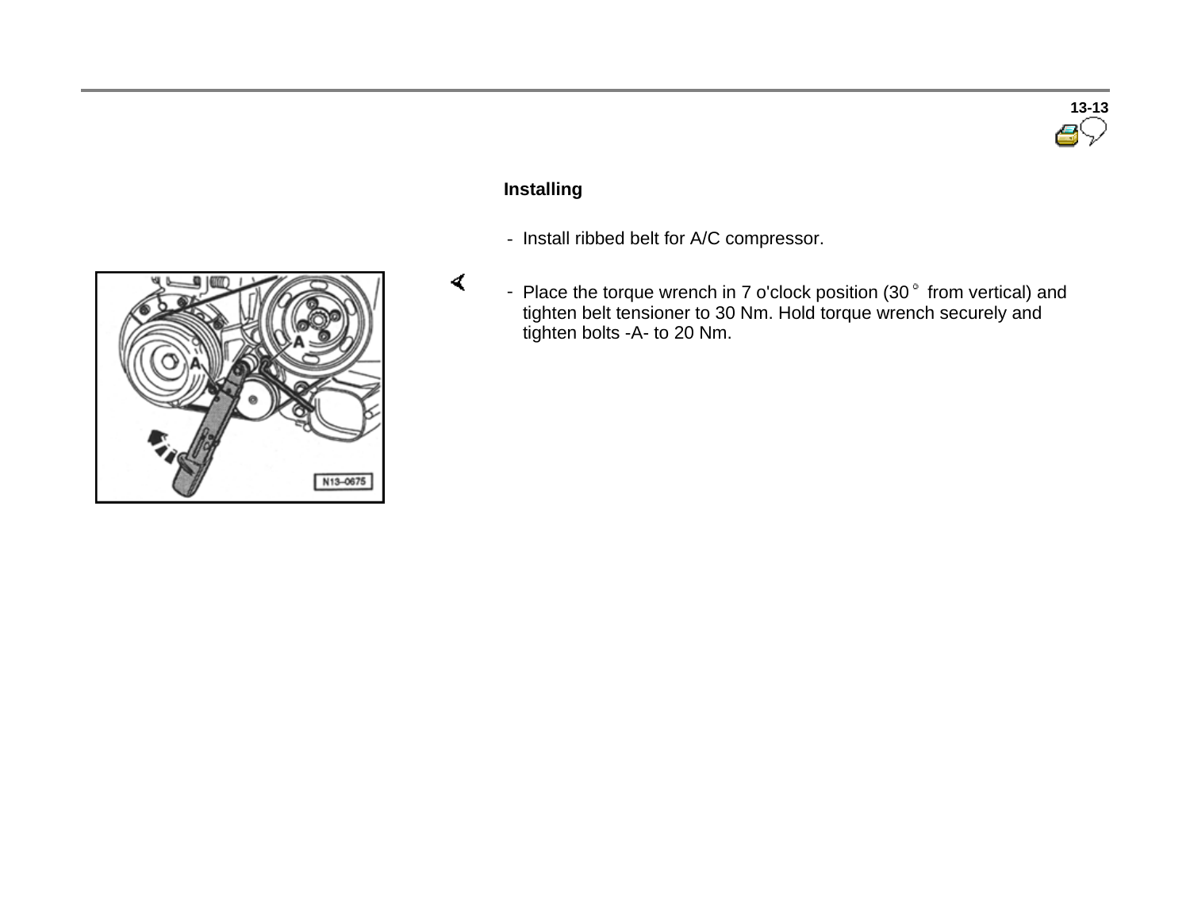## Installing

- Install ribbed belt for A/C compressor.

- Place the torque wrench in 7 o'clock position (30 ° from vertical) and tighten belt tensioner to 30 Nm. Hold torque wrench securely and tighten bolts -A- to 20 Nm.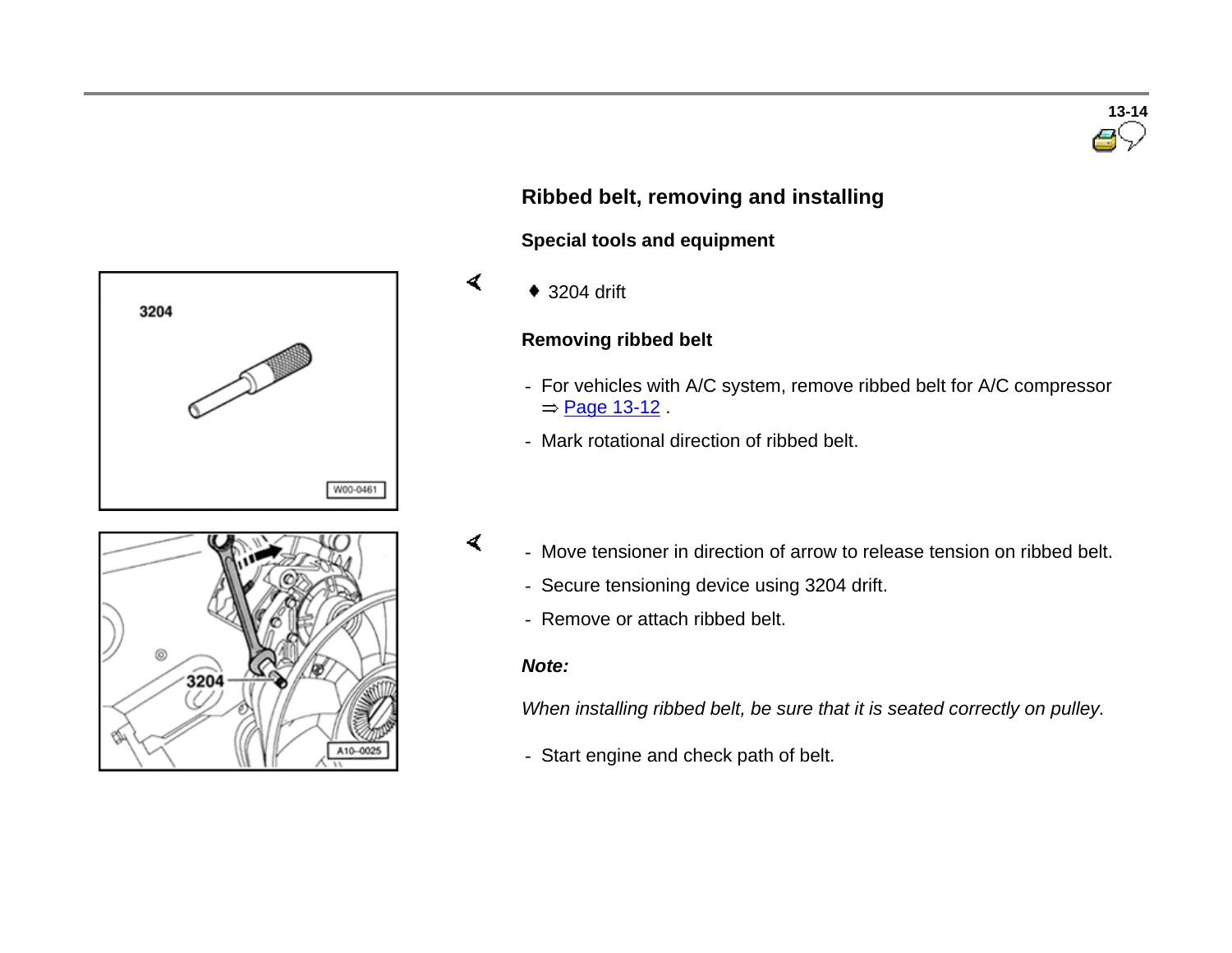## Ribbed belt, removing and installing

### Special tools and equipment

- 3204 drift

### Removing ribbed belt

- For vehicles with A/C system, remove ribbed belt for A/C compressor ⇒ Page 13-12 .
- Mark rotational direction of ribbed belt.

- Move tensioner in direction of arrow to release tension on ribbed belt.
- Secure tensioning device using 3204 drift.
- Remove or attach ribbed belt.

***Note:***

*When installing ribbed belt, be sure that it is seated correctly on pulley.*

- Start engine and check path of belt.